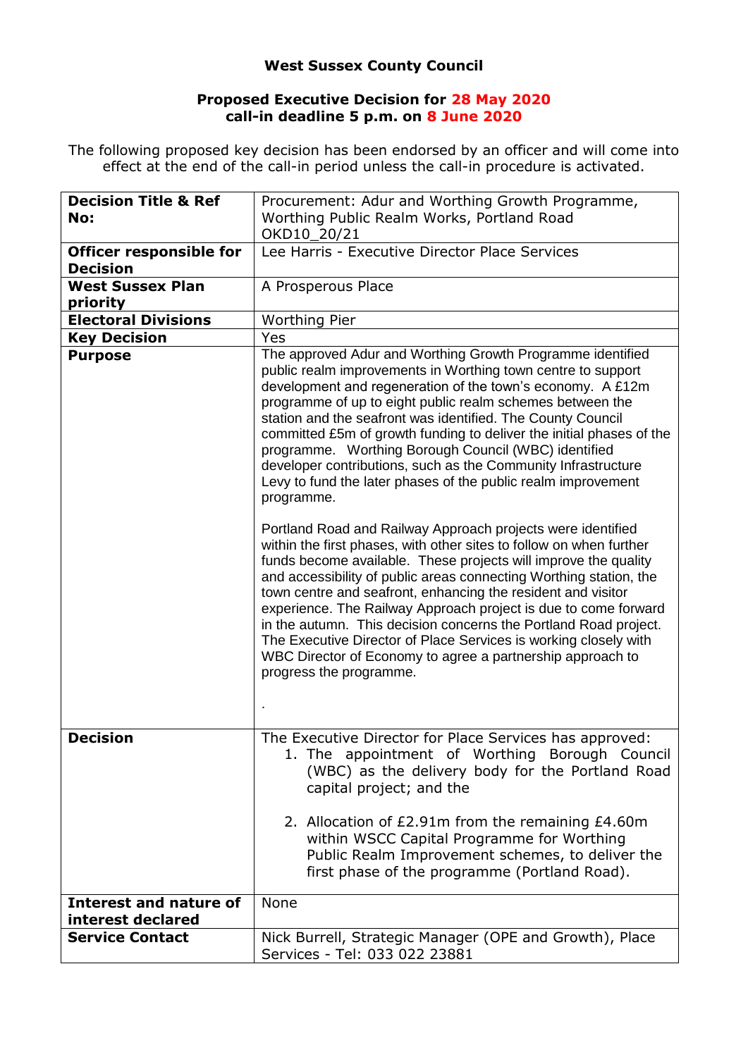**West Sussex County Council**

**Proposed Executive Decision for 28 May 2020**
**call-in deadline 5 p.m. on 8 June 2020**

The following proposed key decision has been endorsed by an officer and will come into effect at the end of the call-in period unless the call-in procedure is activated.

| | |
|---|---|
| **Decision Title & Ref No:** | Procurement: Adur and Worthing Growth Programme, Worthing Public Realm Works, Portland Road OKD10_20/21 |
| **Officer responsible for Decision** | Lee Harris - Executive Director Place Services |
| **West Sussex Plan priority** | A Prosperous Place |
| **Electoral Divisions** | Worthing Pier |
| **Key Decision** | Yes |
| **Purpose** | The approved Adur and Worthing Growth Programme identified public realm improvements in Worthing town centre to support development and regeneration of the town's economy. A £12m programme of up to eight public realm schemes between the station and the seafront was identified. The County Council committed £5m of growth funding to deliver the initial phases of the programme. Worthing Borough Council (WBC) identified developer contributions, such as the Community Infrastructure Levy to fund the later phases of the public realm improvement programme.<br><br>Portland Road and Railway Approach projects were identified within the first phases, with other sites to follow on when further funds become available. These projects will improve the quality and accessibility of public areas connecting Worthing station, the town centre and seafront, enhancing the resident and visitor experience. The Railway Approach project is due to come forward in the autumn. This decision concerns the Portland Road project. The Executive Director of Place Services is working closely with WBC Director of Economy to agree a partnership approach to progress the programme.<br><br>. |
| **Decision** | The Executive Director for Place Services has approved:<br>1. The appointment of Worthing Borough Council (WBC) as the delivery body for the Portland Road capital project; and the<br><br>2. Allocation of £2.91m from the remaining £4.60m within WSCC Capital Programme for Worthing Public Realm Improvement schemes, to deliver the first phase of the programme (Portland Road). |
| **Interest and nature of interest declared** | None |
| **Service Contact** | Nick Burrell, Strategic Manager (OPE and Growth), Place Services - Tel: 033 022 23881 |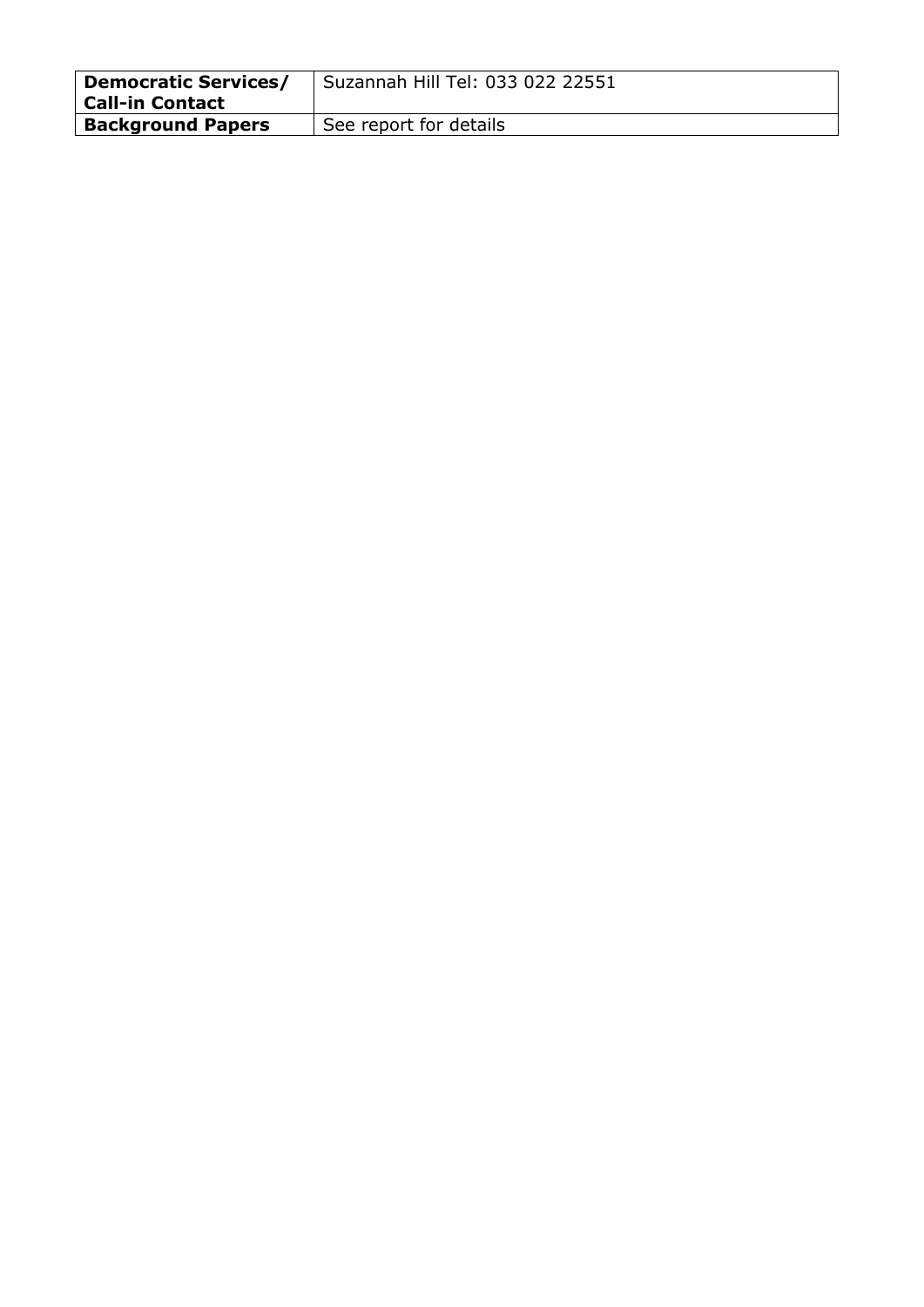| | |
|---|---|
| **Democratic Services/ Call-in Contact** | Suzannah Hill Tel: 033 022 22551 |
| **Background Papers** | See report for details |